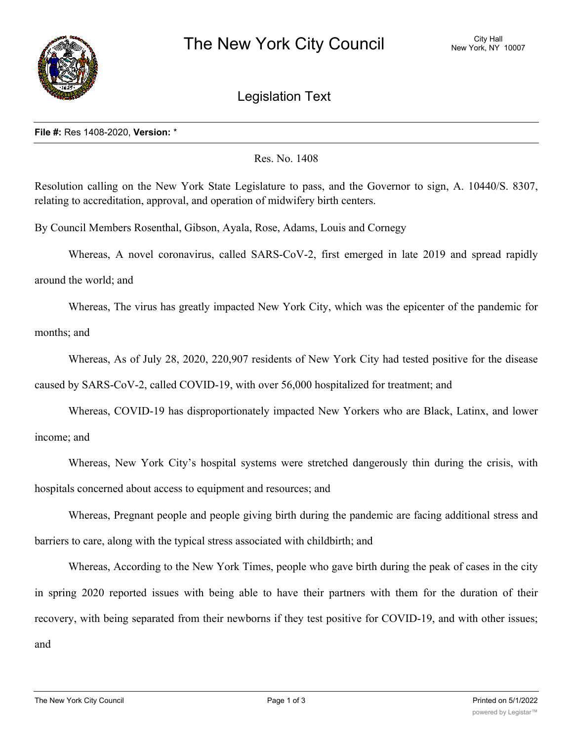# The New York City Council

City Hall
New York, NY 10007

## Legislation Text

**File #:** Res 1408-2020, **Version:** *

Res. No. 1408

Resolution calling on the New York State Legislature to pass, and the Governor to sign, A. 10440/S. 8307, relating to accreditation, approval, and operation of midwifery birth centers.

By Council Members Rosenthal, Gibson, Ayala, Rose, Adams, Louis and Cornegy

Whereas, A novel coronavirus, called SARS-CoV-2, first emerged in late 2019 and spread rapidly around the world; and

Whereas, The virus has greatly impacted New York City, which was the epicenter of the pandemic for months; and

Whereas, As of July 28, 2020, 220,907 residents of New York City had tested positive for the disease caused by SARS-CoV-2, called COVID-19, with over 56,000 hospitalized for treatment; and

Whereas, COVID-19 has disproportionately impacted New Yorkers who are Black, Latinx, and lower income; and

Whereas, New York City's hospital systems were stretched dangerously thin during the crisis, with hospitals concerned about access to equipment and resources; and

Whereas, Pregnant people and people giving birth during the pandemic are facing additional stress and barriers to care, along with the typical stress associated with childbirth; and

Whereas, According to the New York Times, people who gave birth during the peak of cases in the city in spring 2020 reported issues with being able to have their partners with them for the duration of their recovery, with being separated from their newborns if they test positive for COVID-19, and with other issues; and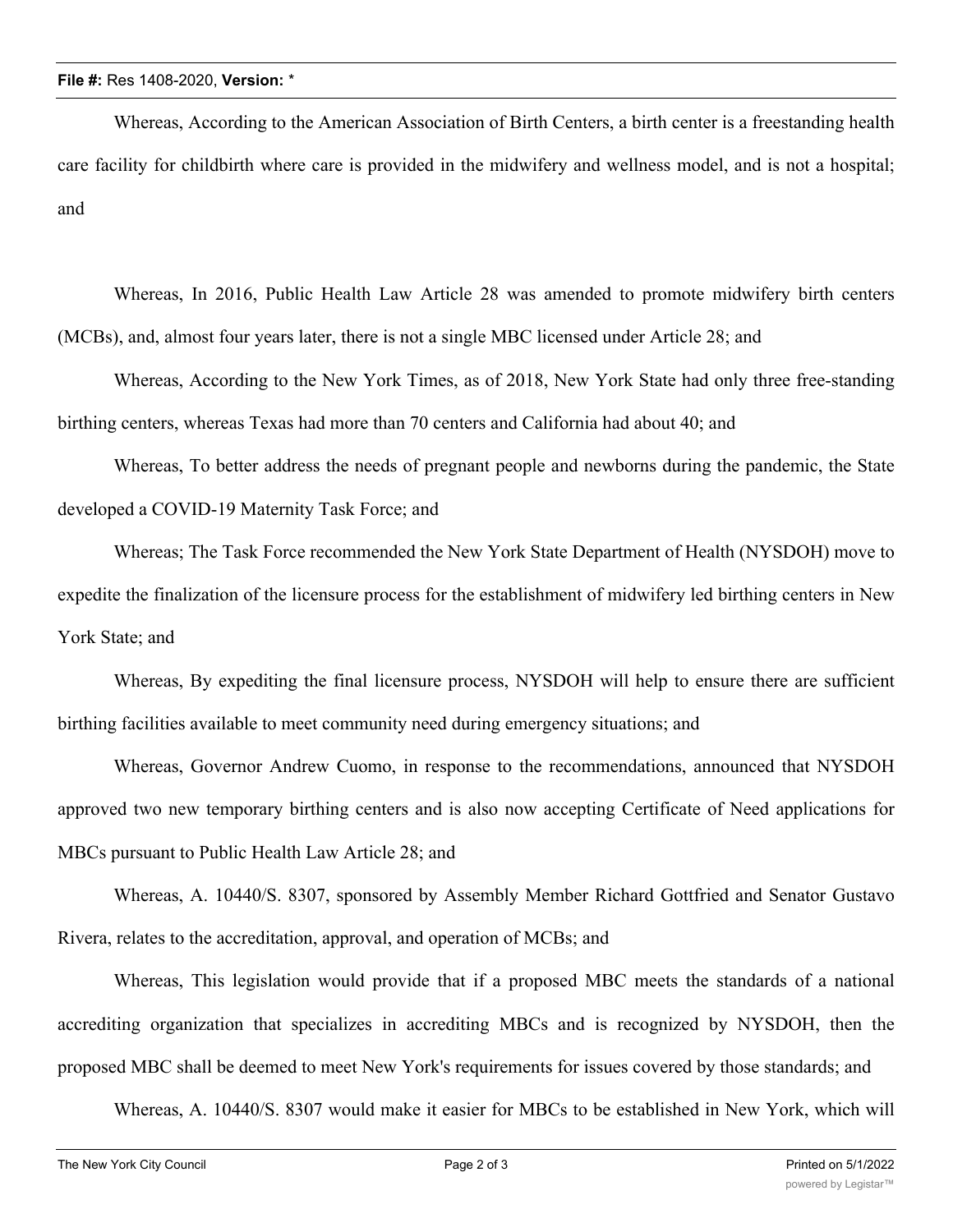Whereas, According to the American Association of Birth Centers, a birth center is a freestanding health care facility for childbirth where care is provided in the midwifery and wellness model, and is not a hospital; and

Whereas, In 2016, Public Health Law Article 28 was amended to promote midwifery birth centers (MCBs), and, almost four years later, there is not a single MBC licensed under Article 28; and

Whereas, According to the New York Times, as of 2018, New York State had only three free-standing birthing centers, whereas Texas had more than 70 centers and California had about 40; and

Whereas, To better address the needs of pregnant people and newborns during the pandemic, the State developed a COVID-19 Maternity Task Force; and

Whereas; The Task Force recommended the New York State Department of Health (NYSDOH) move to expedite the finalization of the licensure process for the establishment of midwifery led birthing centers in New York State; and

Whereas, By expediting the final licensure process, NYSDOH will help to ensure there are sufficient birthing facilities available to meet community need during emergency situations; and

Whereas, Governor Andrew Cuomo, in response to the recommendations, announced that NYSDOH approved two new temporary birthing centers and is also now accepting Certificate of Need applications for MBCs pursuant to Public Health Law Article 28; and

Whereas, A. 10440/S. 8307, sponsored by Assembly Member Richard Gottfried and Senator Gustavo Rivera, relates to the accreditation, approval, and operation of MCBs; and

Whereas, This legislation would provide that if a proposed MBC meets the standards of a national accrediting organization that specializes in accrediting MBCs and is recognized by NYSDOH, then the proposed MBC shall be deemed to meet New York's requirements for issues covered by those standards; and

Whereas, A. 10440/S. 8307 would make it easier for MBCs to be established in New York, which will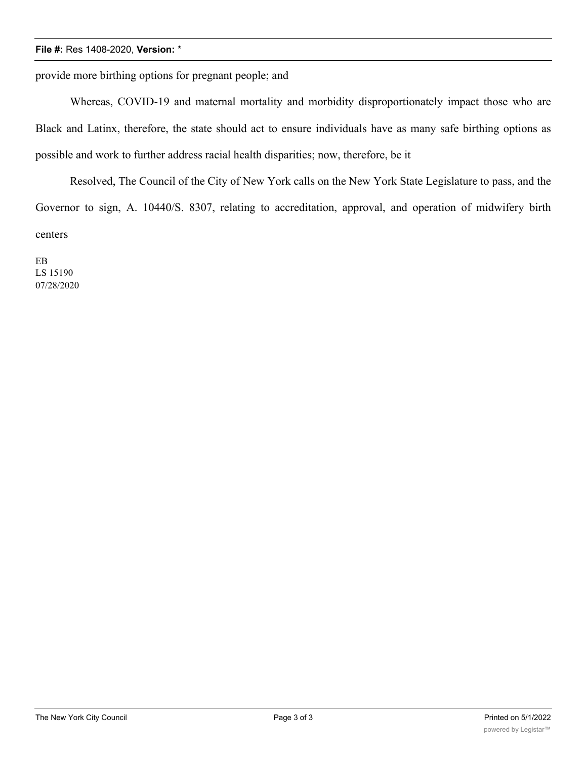provide more birthing options for pregnant people; and

Whereas, COVID-19 and maternal mortality and morbidity disproportionately impact those who are Black and Latinx, therefore, the state should act to ensure individuals have as many safe birthing options as possible and work to further address racial health disparities; now, therefore, be it

Resolved, The Council of the City of New York calls on the New York State Legislature to pass, and the Governor to sign, A. 10440/S. 8307, relating to accreditation, approval, and operation of midwifery birth centers

EB
LS 15190
07/28/2020